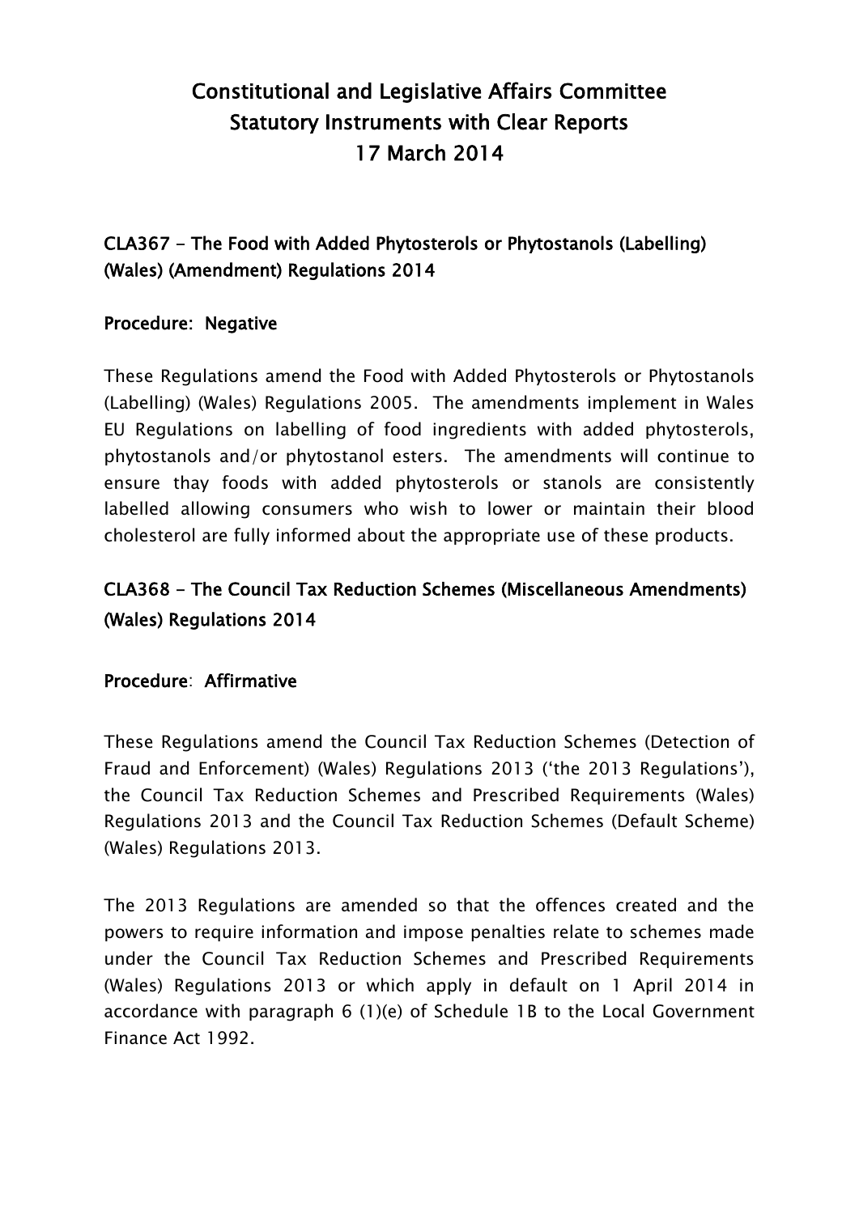# Constitutional and Legislative Affairs Committee
# Statutory Instruments with Clear Reports
# 17 March 2014

## CLA367 - The Food with Added Phytosterols or Phytostanols (Labelling) (Wales) (Amendment) Regulations 2014

### Procedure: Negative

These Regulations amend the Food with Added Phytosterols or Phytostanols (Labelling) (Wales) Regulations 2005. The amendments implement in Wales EU Regulations on labelling of food ingredients with added phytosterols, phytostanols and/or phytostanol esters. The amendments will continue to ensure thay foods with added phytosterols or stanols are consistently labelled allowing consumers who wish to lower or maintain their blood cholesterol are fully informed about the appropriate use of these products.

## CLA368 - The Council Tax Reduction Schemes (Miscellaneous Amendments) (Wales) Regulations 2014

### Procedure: Affirmative

These Regulations amend the Council Tax Reduction Schemes (Detection of Fraud and Enforcement) (Wales) Regulations 2013 ('the 2013 Regulations'), the Council Tax Reduction Schemes and Prescribed Requirements (Wales) Regulations 2013 and the Council Tax Reduction Schemes (Default Scheme) (Wales) Regulations 2013.

The 2013 Regulations are amended so that the offences created and the powers to require information and impose penalties relate to schemes made under the Council Tax Reduction Schemes and Prescribed Requirements (Wales) Regulations 2013 or which apply in default on 1 April 2014 in accordance with paragraph 6 (1)(e) of Schedule 1B to the Local Government Finance Act 1992.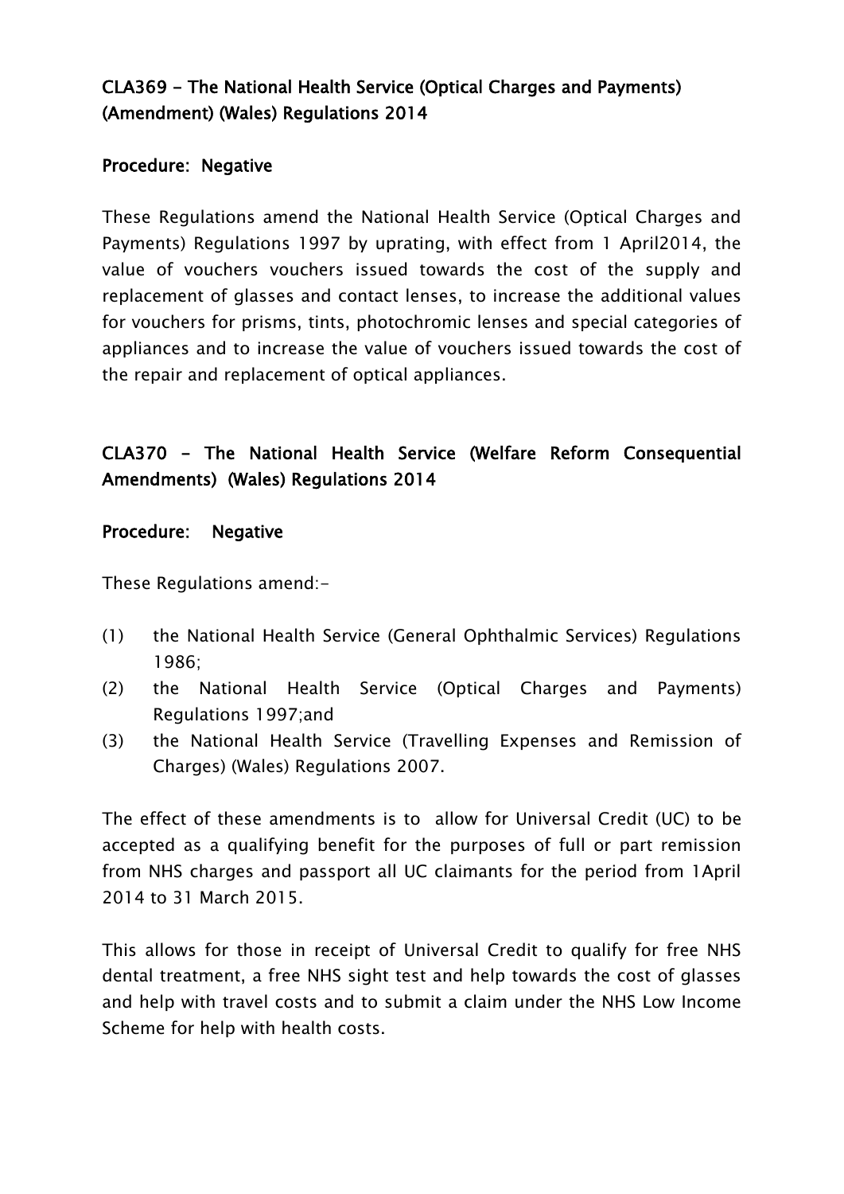**CLA369 - The National Health Service (Optical Charges and Payments) (Amendment) (Wales) Regulations 2014**

**Procedure: Negative**

These Regulations amend the National Health Service (Optical Charges and Payments) Regulations 1997 by uprating, with effect from 1 April2014, the value of vouchers vouchers issued towards the cost of the supply and replacement of glasses and contact lenses, to increase the additional values for vouchers for prisms, tints, photochromic lenses and special categories of appliances and to increase the value of vouchers issued towards the cost of the repair and replacement of optical appliances.

**CLA370 - The National Health Service (Welfare Reform Consequential Amendments) (Wales) Regulations 2014**

**Procedure: Negative**

These Regulations amend:-

(1) the National Health Service (General Ophthalmic Services) Regulations 1986;

(2) the National Health Service (Optical Charges and Payments) Regulations 1997;and

(3) the National Health Service (Travelling Expenses and Remission of Charges) (Wales) Regulations 2007.

The effect of these amendments is to allow for Universal Credit (UC) to be accepted as a qualifying benefit for the purposes of full or part remission from NHS charges and passport all UC claimants for the period from 1April 2014 to 31 March 2015.

This allows for those in receipt of Universal Credit to qualify for free NHS dental treatment, a free NHS sight test and help towards the cost of glasses and help with travel costs and to submit a claim under the NHS Low Income Scheme for help with health costs.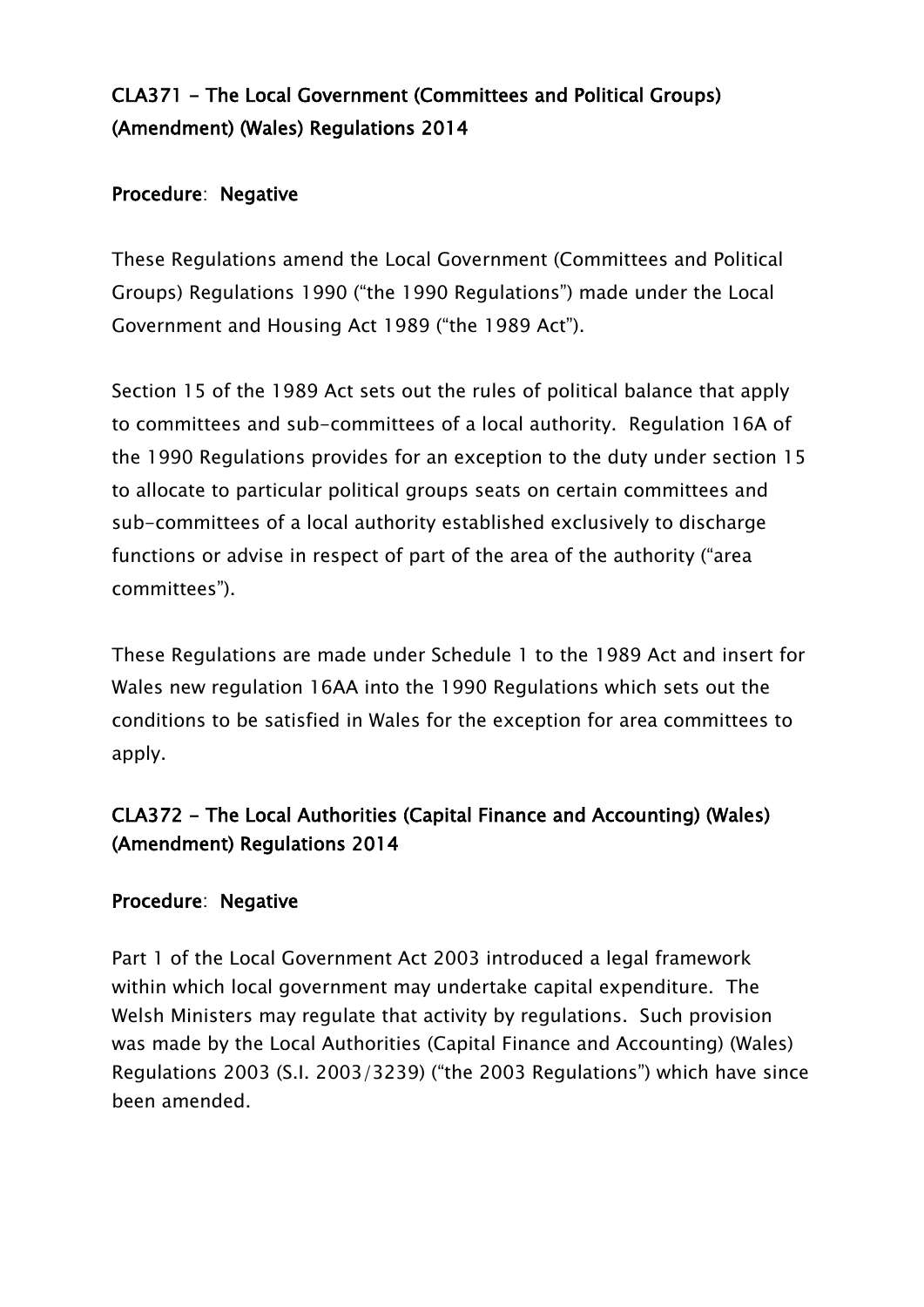### CLA371 - The Local Government (Committees and Political Groups) (Amendment) (Wales) Regulations 2014

**Procedure**: **Negative**

These Regulations amend the Local Government (Committees and Political Groups) Regulations 1990 ("the 1990 Regulations") made under the Local Government and Housing Act 1989 ("the 1989 Act").

Section 15 of the 1989 Act sets out the rules of political balance that apply to committees and sub-committees of a local authority. Regulation 16A of the 1990 Regulations provides for an exception to the duty under section 15 to allocate to particular political groups seats on certain committees and sub-committees of a local authority established exclusively to discharge functions or advise in respect of part of the area of the authority ("area committees").

These Regulations are made under Schedule 1 to the 1989 Act and insert for Wales new regulation 16AA into the 1990 Regulations which sets out the conditions to be satisfied in Wales for the exception for area committees to apply.

### CLA372 - The Local Authorities (Capital Finance and Accounting) (Wales) (Amendment) Regulations 2014

**Procedure**: **Negative**

Part 1 of the Local Government Act 2003 introduced a legal framework within which local government may undertake capital expenditure. The Welsh Ministers may regulate that activity by regulations. Such provision was made by the Local Authorities (Capital Finance and Accounting) (Wales) Regulations 2003 (S.I. 2003/3239) ("the 2003 Regulations") which have since been amended.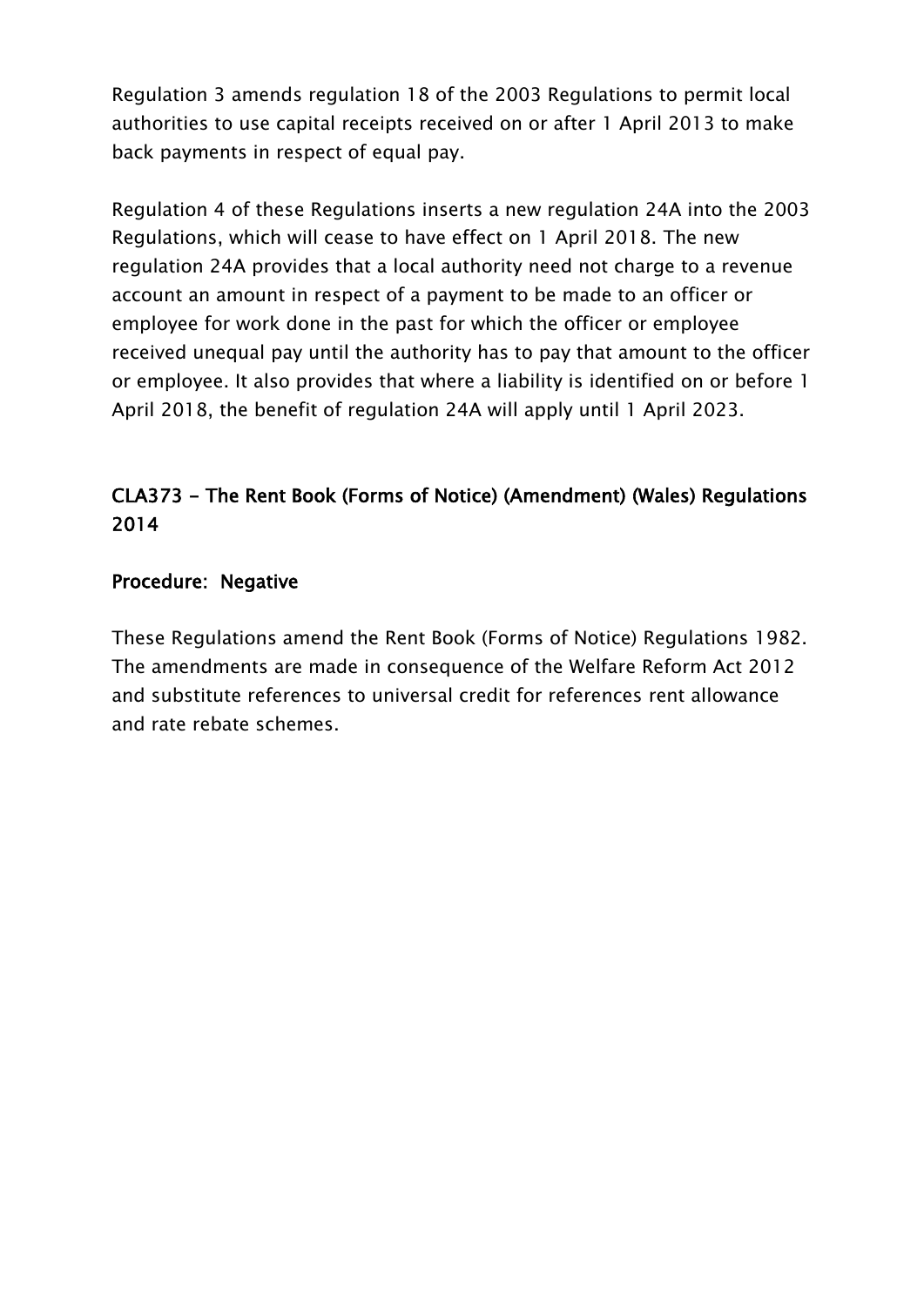Regulation 3 amends regulation 18 of the 2003 Regulations to permit local authorities to use capital receipts received on or after 1 April 2013 to make back payments in respect of equal pay.

Regulation 4 of these Regulations inserts a new regulation 24A into the 2003 Regulations, which will cease to have effect on 1 April 2018. The new regulation 24A provides that a local authority need not charge to a revenue account an amount in respect of a payment to be made to an officer or employee for work done in the past for which the officer or employee received unequal pay until the authority has to pay that amount to the officer or employee. It also provides that where a liability is identified on or before 1 April 2018, the benefit of regulation 24A will apply until 1 April 2023.

## CLA373 - The Rent Book (Forms of Notice) (Amendment) (Wales) Regulations 2014

### Procedure: Negative

These Regulations amend the Rent Book (Forms of Notice) Regulations 1982. The amendments are made in consequence of the Welfare Reform Act 2012 and substitute references to universal credit for references rent allowance and rate rebate schemes.